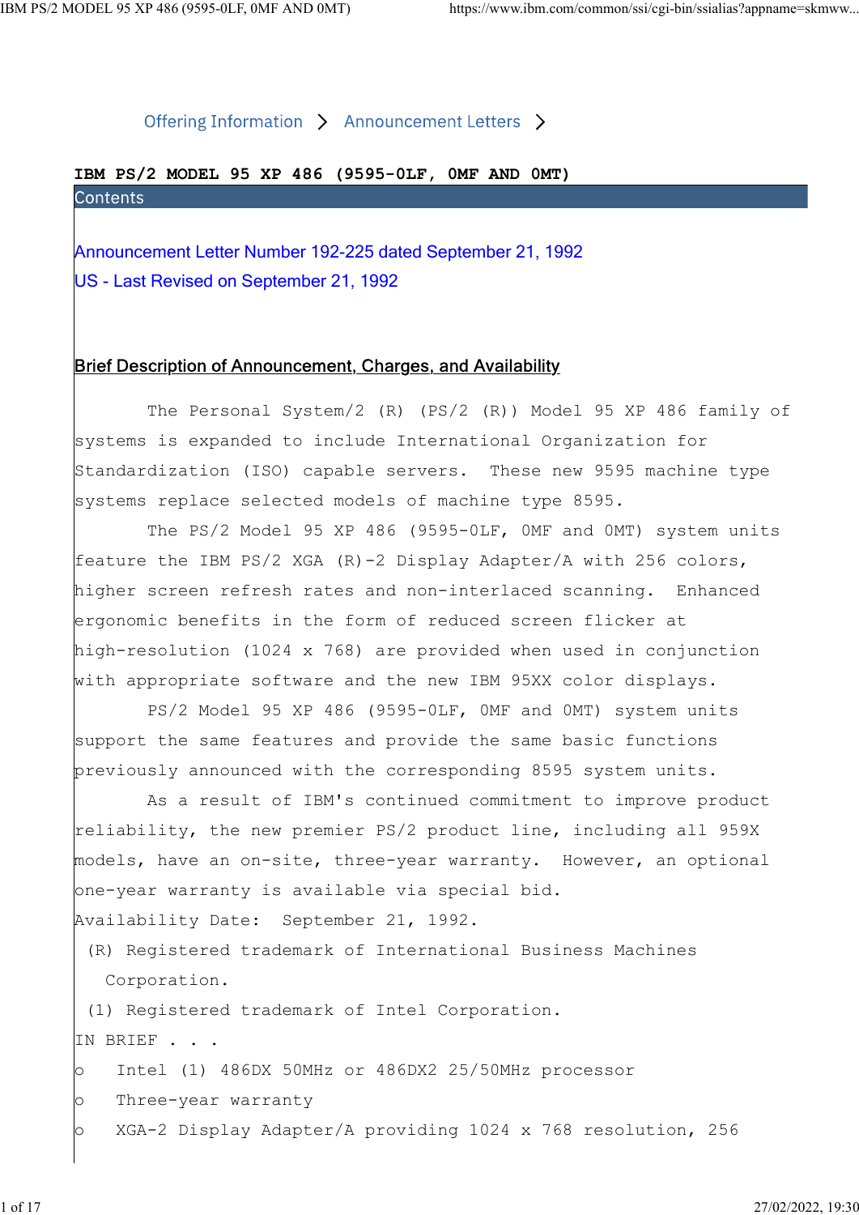Offering Information > Announcement Letters >

# IBM PS/2 MODEL 95 XP 486 (9595-0LF, 0MF AND 0MT)

## Contents

Announcement Letter Number 192-225 dated September 21, 1992

US - Last Revised on September 21, 1992

## Brief Description of Announcement, Charges, and Availability

The Personal System/2 (R) (PS/2 (R)) Model 95 XP 486 family of systems is expanded to include International Organization for Standardization (ISO) capable servers. These new 9595 machine type systems replace selected models of machine type 8595.

The PS/2 Model 95 XP 486 (9595-0LF, 0MF and 0MT) system units feature the IBM PS/2 XGA (R)-2 Display Adapter/A with 256 colors, higher screen refresh rates and non-interlaced scanning. Enhanced ergonomic benefits in the form of reduced screen flicker at high-resolution (1024 x 768) are provided when used in conjunction with appropriate software and the new IBM 95XX color displays.

PS/2 Model 95 XP 486 (9595-0LF, 0MF and 0MT) system units support the same features and provide the same basic functions previously announced with the corresponding 8595 system units.

As a result of IBM's continued commitment to improve product reliability, the new premier PS/2 product line, including all 959X models, have an on-site, three-year warranty. However, an optional one-year warranty is available via special bid.

Availability Date: September 21, 1992.

(R) Registered trademark of International Business Machines Corporation.

(1) Registered trademark of Intel Corporation.

IN BRIEF . . .

- Intel (1) 486DX 50MHz or 486DX2 25/50MHz processor
- Three-year warranty
- XGA-2 Display Adapter/A providing 1024 x 768 resolution, 256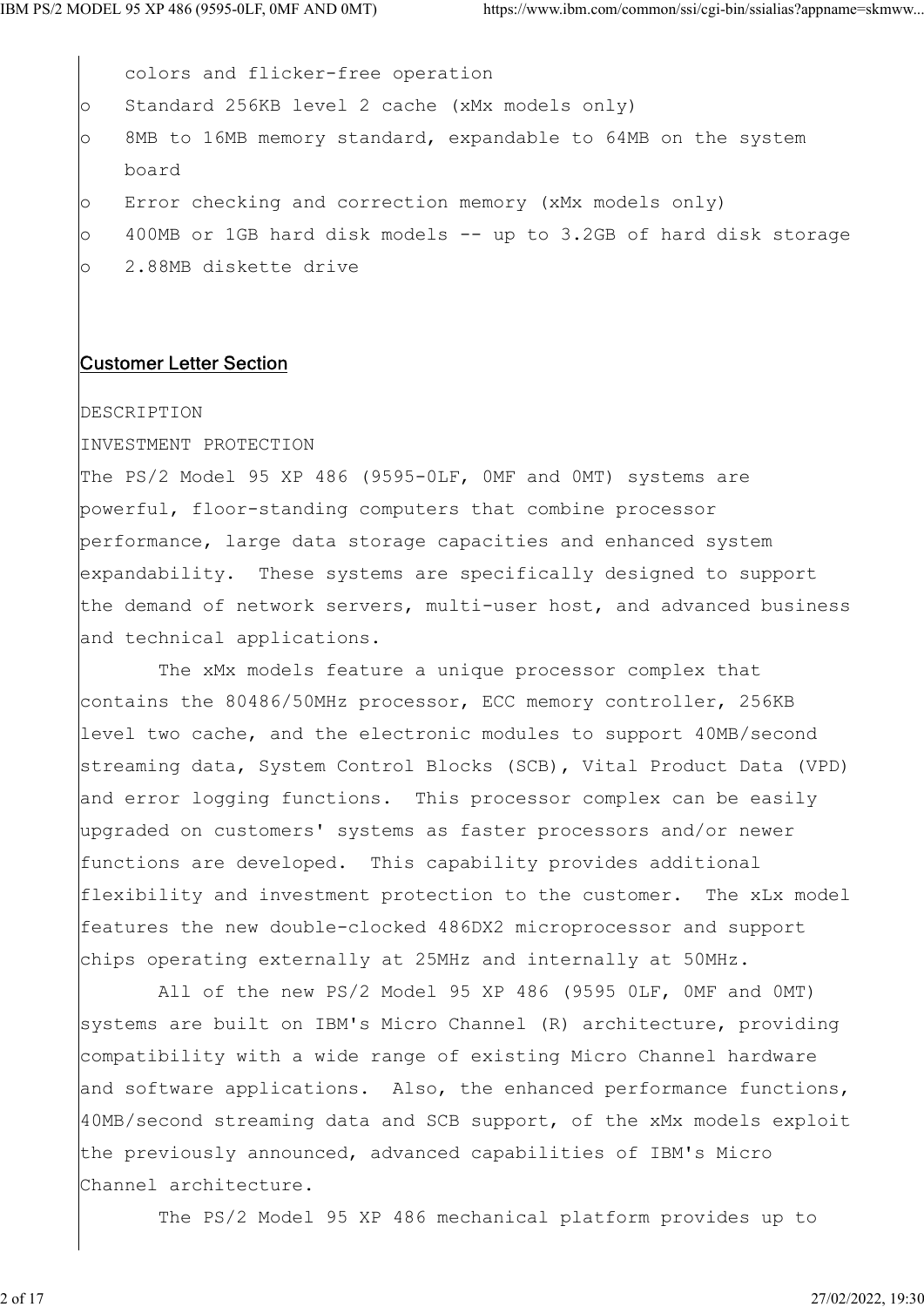colors and flicker-free operation

- Standard 256KB level 2 cache (xMx models only)
- 8MB to 16MB memory standard, expandable to 64MB on the system board
- Error checking and correction memory (xMx models only)
- 400MB or 1GB hard disk models -- up to 3.2GB of hard disk storage
- 2.88MB diskette drive

## Customer Letter Section

DESCRIPTION

INVESTMENT PROTECTION

The PS/2 Model 95 XP 486 (9595-0LF, 0MF and 0MT) systems are powerful, floor-standing computers that combine processor performance, large data storage capacities and enhanced system expandability. These systems are specifically designed to support the demand of network servers, multi-user host, and advanced business and technical applications.

The xMx models feature a unique processor complex that contains the 80486/50MHz processor, ECC memory controller, 256KB level two cache, and the electronic modules to support 40MB/second streaming data, System Control Blocks (SCB), Vital Product Data (VPD) and error logging functions. This processor complex can be easily upgraded on customers' systems as faster processors and/or newer functions are developed. This capability provides additional flexibility and investment protection to the customer. The xLx model features the new double-clocked 486DX2 microprocessor and support chips operating externally at 25MHz and internally at 50MHz.

All of the new PS/2 Model 95 XP 486 (9595 0LF, 0MF and 0MT) systems are built on IBM's Micro Channel (R) architecture, providing compatibility with a wide range of existing Micro Channel hardware and software applications. Also, the enhanced performance functions, 40MB/second streaming data and SCB support, of the xMx models exploit the previously announced, advanced capabilities of IBM's Micro Channel architecture.

The PS/2 Model 95 XP 486 mechanical platform provides up to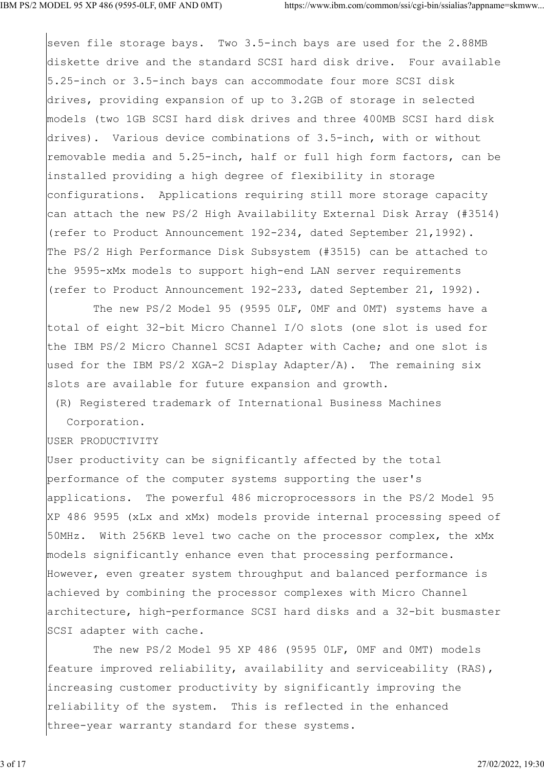seven file storage bays. Two 3.5-inch bays are used for the 2.88MB diskette drive and the standard SCSI hard disk drive. Four available 5.25-inch or 3.5-inch bays can accommodate four more SCSI disk drives, providing expansion of up to 3.2GB of storage in selected models (two 1GB SCSI hard disk drives and three 400MB SCSI hard disk drives). Various device combinations of 3.5-inch, with or without removable media and 5.25-inch, half or full high form factors, can be installed providing a high degree of flexibility in storage configurations. Applications requiring still more storage capacity can attach the new PS/2 High Availability External Disk Array (#3514) (refer to Product Announcement 192-234, dated September 21,1992). The PS/2 High Performance Disk Subsystem (#3515) can be attached to the 9595-xMx models to support high-end LAN server requirements (refer to Product Announcement 192-233, dated September 21, 1992).

The new PS/2 Model 95 (9595 0LF, 0MF and 0MT) systems have a total of eight 32-bit Micro Channel I/O slots (one slot is used for the IBM PS/2 Micro Channel SCSI Adapter with Cache; and one slot is used for the IBM PS/2 XGA-2 Display Adapter/A). The remaining six slots are available for future expansion and growth.

(R) Registered trademark of International Business Machines Corporation.

## USER PRODUCTIVITY

User productivity can be significantly affected by the total performance of the computer systems supporting the user's applications. The powerful 486 microprocessors in the PS/2 Model 95 XP 486 9595 (xLx and xMx) models provide internal processing speed of 50MHz. With 256KB level two cache on the processor complex, the xMx models significantly enhance even that processing performance. However, even greater system throughput and balanced performance is achieved by combining the processor complexes with Micro Channel architecture, high-performance SCSI hard disks and a 32-bit busmaster SCSI adapter with cache.

The new PS/2 Model 95 XP 486 (9595 0LF, 0MF and 0MT) models feature improved reliability, availability and serviceability (RAS), increasing customer productivity by significantly improving the reliability of the system. This is reflected in the enhanced three-year warranty standard for these systems.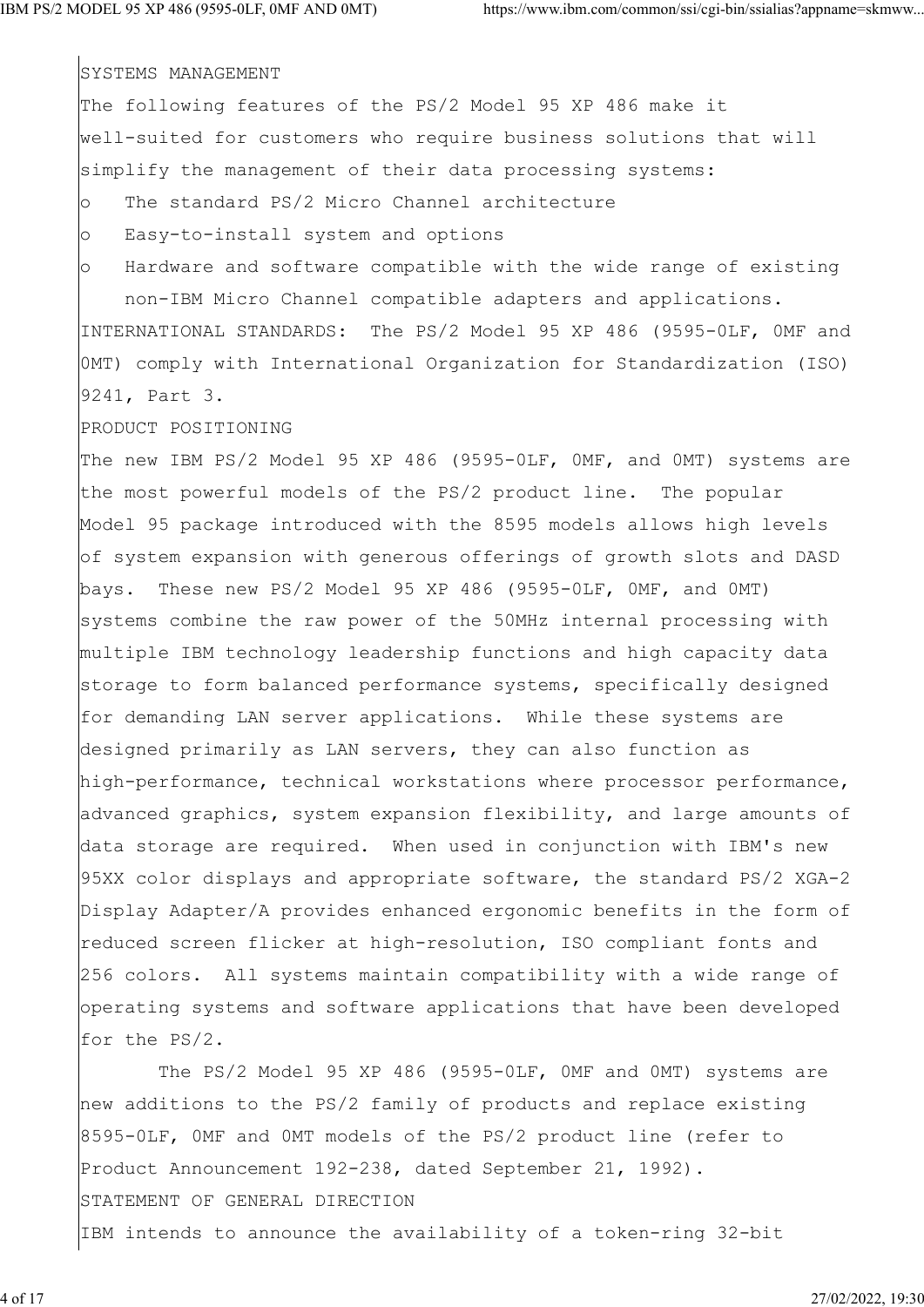## SYSTEMS MANAGEMENT

The following features of the PS/2 Model 95 XP 486 make it well-suited for customers who require business solutions that will simplify the management of their data processing systems:

- The standard PS/2 Micro Channel architecture
- Easy-to-install system and options
- Hardware and software compatible with the wide range of existing non-IBM Micro Channel compatible adapters and applications.

INTERNATIONAL STANDARDS: The PS/2 Model 95 XP 486 (9595-0LF, 0MF and 0MT) comply with International Organization for Standardization (ISO) 9241, Part 3.

## PRODUCT POSITIONING

The new IBM PS/2 Model 95 XP 486 (9595-0LF, 0MF, and 0MT) systems are the most powerful models of the PS/2 product line. The popular Model 95 package introduced with the 8595 models allows high levels of system expansion with generous offerings of growth slots and DASD bays. These new PS/2 Model 95 XP 486 (9595-0LF, 0MF, and 0MT) systems combine the raw power of the 50MHz internal processing with multiple IBM technology leadership functions and high capacity data storage to form balanced performance systems, specifically designed for demanding LAN server applications. While these systems are designed primarily as LAN servers, they can also function as high-performance, technical workstations where processor performance, advanced graphics, system expansion flexibility, and large amounts of data storage are required. When used in conjunction with IBM's new 95XX color displays and appropriate software, the standard PS/2 XGA-2 Display Adapter/A provides enhanced ergonomic benefits in the form of reduced screen flicker at high-resolution, ISO compliant fonts and 256 colors. All systems maintain compatibility with a wide range of operating systems and software applications that have been developed for the PS/2.

The PS/2 Model 95 XP 486 (9595-0LF, 0MF and 0MT) systems are new additions to the PS/2 family of products and replace existing 8595-0LF, 0MF and 0MT models of the PS/2 product line (refer to Product Announcement 192-238, dated September 21, 1992).

## STATEMENT OF GENERAL DIRECTION

IBM intends to announce the availability of a token-ring 32-bit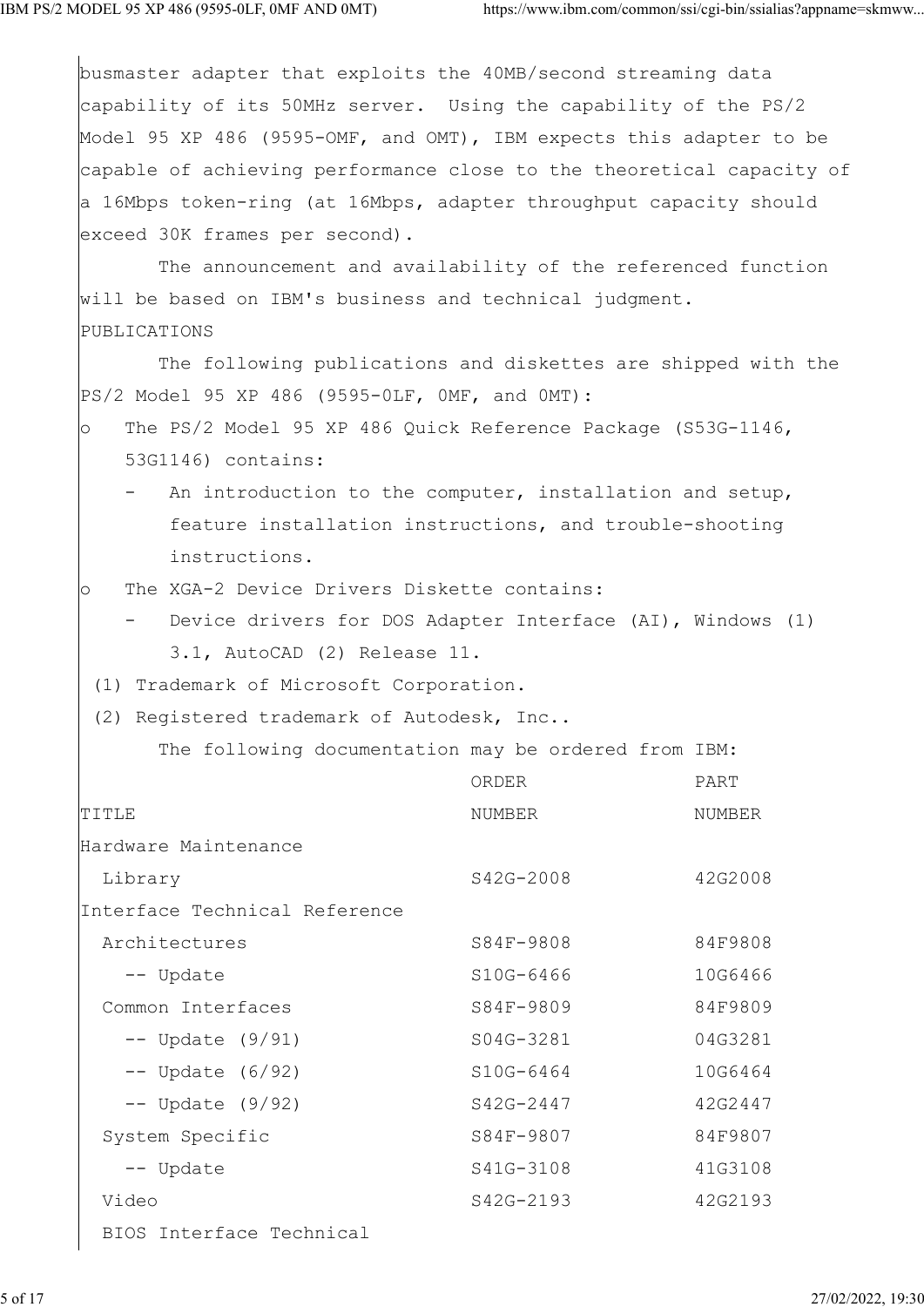busmaster adapter that exploits the 40MB/second streaming data capability of its 50MHz server. Using the capability of the PS/2 Model 95 XP 486 (9595-OMF, and OMT), IBM expects this adapter to be capable of achieving performance close to the theoretical capacity of a 16Mbps token-ring (at 16Mbps, adapter throughput capacity should exceed 30K frames per second).

The announcement and availability of the referenced function will be based on IBM's business and technical judgment.

## PUBLICATIONS

The following publications and diskettes are shipped with the PS/2 Model 95 XP 486 (9595-0LF, 0MF, and 0MT):

- The PS/2 Model 95 XP 486 Quick Reference Package (S53G-1146, 53G1146) contains:
  - An introduction to the computer, installation and setup, feature installation instructions, and trouble-shooting instructions.
- The XGA-2 Device Drivers Diskette contains:
  - Device drivers for DOS Adapter Interface (AI), Windows (1) 3.1, AutoCAD (2) Release 11.

(1) Trademark of Microsoft Corporation.

(2) Registered trademark of Autodesk, Inc..

The following documentation may be ordered from IBM:

| TITLE | ORDER NUMBER | PART NUMBER |
|---|---|---|
| Hardware Maintenance Library | S42G-2008 | 42G2008 |
| Interface Technical Reference | | |
| Architectures | S84F-9808 | 84F9808 |
| -- Update | S10G-6466 | 10G6466 |
| Common Interfaces | S84F-9809 | 84F9809 |
| -- Update (9/91) | S04G-3281 | 04G3281 |
| -- Update (6/92) | S10G-6464 | 10G6464 |
| -- Update (9/92) | S42G-2447 | 42G2447 |
| System Specific | S84F-9807 | 84F9807 |
| -- Update | S41G-3108 | 41G3108 |
| Video | S42G-2193 | 42G2193 |
| BIOS Interface Technical | | |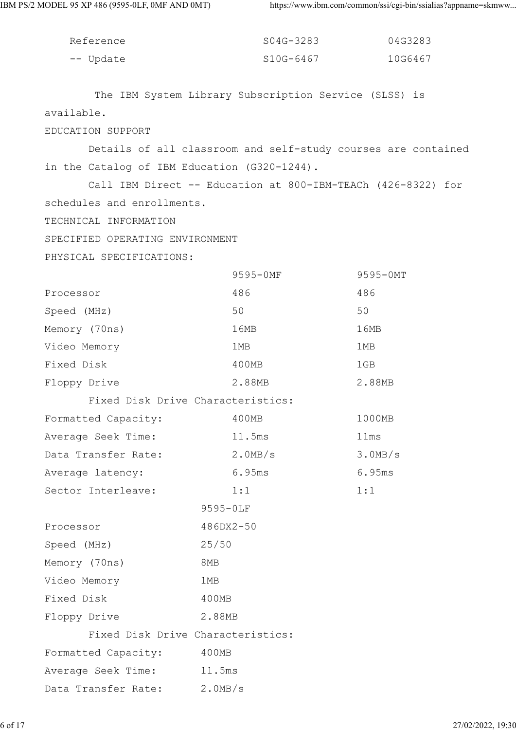| Reference | S04G-3283 | 04G3283 |
|---|---|---|
| -- Update | S10G-6467 | 10G6467 |

The IBM System Library Subscription Service (SLSS) is available.

EDUCATION SUPPORT

Details of all classroom and self-study courses are contained in the Catalog of IBM Education (G320-1244).

Call IBM Direct -- Education at 800-IBM-TEACh (426-8322) for schedules and enrollments.

TECHNICAL INFORMATION

SPECIFIED OPERATING ENVIRONMENT

PHYSICAL SPECIFICATIONS:

| | 9595-0MF | 9595-0MT |
|---|---|---|
| Processor | 486 | 486 |
| Speed (MHz) | 50 | 50 |
| Memory (70ns) | 16MB | 16MB |
| Video Memory | 1MB | 1MB |
| Fixed Disk | 400MB | 1GB |
| Floppy Drive | 2.88MB | 2.88MB |

Fixed Disk Drive Characteristics:

| | 9595-0MF | 9595-0MT |
|---|---|---|
| Formatted Capacity: | 400MB | 1000MB |
| Average Seek Time: | 11.5ms | 11ms |
| Data Transfer Rate: | 2.0MB/s | 3.0MB/s |
| Average latency: | 6.95ms | 6.95ms |
| Sector Interleave: | 1:1 | 1:1 |

| | 9595-0LF |
|---|---|
| Processor | 486DX2-50 |
| Speed (MHz) | 25/50 |
| Memory (70ns) | 8MB |
| Video Memory | 1MB |
| Fixed Disk | 400MB |
| Floppy Drive | 2.88MB |

Fixed Disk Drive Characteristics:

| | 9595-0LF |
|---|---|
| Formatted Capacity: | 400MB |
| Average Seek Time: | 11.5ms |
| Data Transfer Rate: | 2.0MB/s |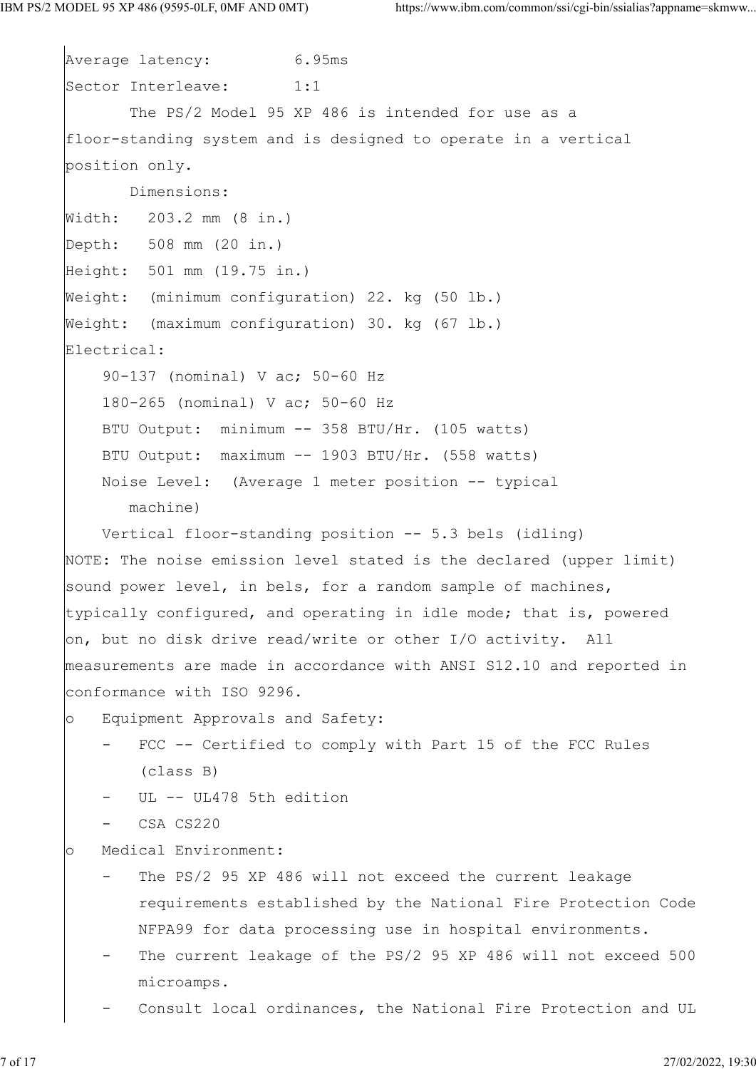Average latency: 6.95ms

Sector Interleave: 1:1

The PS/2 Model 95 XP 486 is intended for use as a floor-standing system and is designed to operate in a vertical position only.

Dimensions:

Width: 203.2 mm (8 in.)

Depth: 508 mm (20 in.)

Height: 501 mm (19.75 in.)

Weight: (minimum configuration) 22. kg (50 lb.)

Weight: (maximum configuration) 30. kg (67 lb.)

Electrical:

90-137 (nominal) V ac; 50-60 Hz

180-265 (nominal) V ac; 50-60 Hz

BTU Output: minimum -- 358 BTU/Hr. (105 watts)

BTU Output: maximum -- 1903 BTU/Hr. (558 watts)

Noise Level: (Average 1 meter position -- typical machine)

Vertical floor-standing position -- 5.3 bels (idling)

NOTE: The noise emission level stated is the declared (upper limit) sound power level, in bels, for a random sample of machines, typically configured, and operating in idle mode; that is, powered on, but no disk drive read/write or other I/O activity. All measurements are made in accordance with ANSI S12.10 and reported in conformance with ISO 9296.

- Equipment Approvals and Safety:
  - FCC -- Certified to comply with Part 15 of the FCC Rules (class B)
  - UL -- UL478 5th edition
  - CSA CS220
- Medical Environment:
  - The PS/2 95 XP 486 will not exceed the current leakage requirements established by the National Fire Protection Code NFPA99 for data processing use in hospital environments.
  - The current leakage of the PS/2 95 XP 486 will not exceed 500 microamps.
  - Consult local ordinances, the National Fire Protection and UL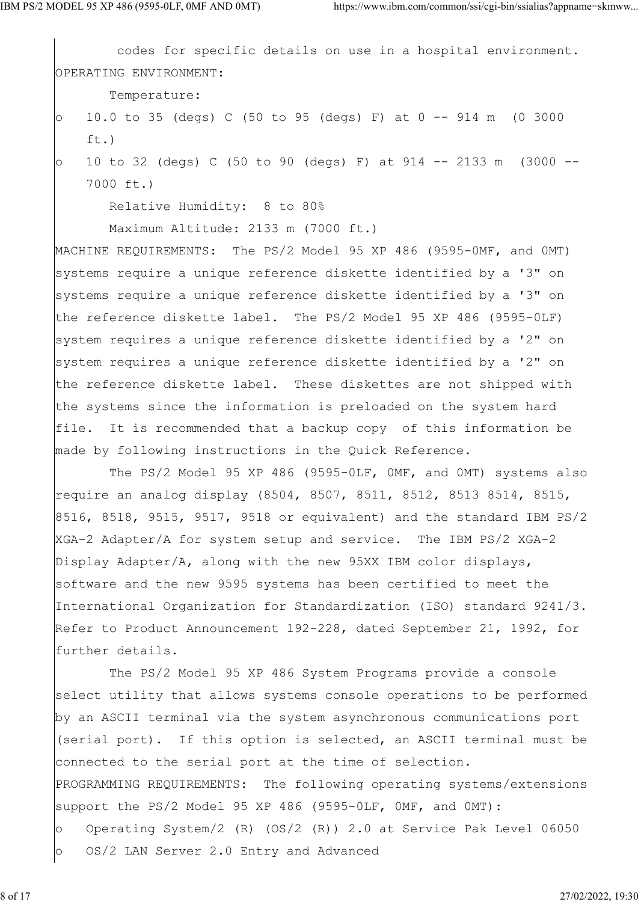codes for specific details on use in a hospital environment.

OPERATING ENVIRONMENT:

Temperature:

- 10.0 to 35 (degs) C (50 to 95 (degs) F) at 0 -- 914 m (0 3000 ft.)
- 10 to 32 (degs) C (50 to 90 (degs) F) at 914 -- 2133 m (3000 -- 7000 ft.)

Relative Humidity: 8 to 80%

Maximum Altitude: 2133 m (7000 ft.)

MACHINE REQUIREMENTS: The PS/2 Model 95 XP 486 (9595-0MF, and 0MT) systems require a unique reference diskette identified by a '3" on systems require a unique reference diskette identified by a '3" on the reference diskette label. The PS/2 Model 95 XP 486 (9595-0LF) system requires a unique reference diskette identified by a '2" on system requires a unique reference diskette identified by a '2" on the reference diskette label. These diskettes are not shipped with the systems since the information is preloaded on the system hard file. It is recommended that a backup copy of this information be made by following instructions in the Quick Reference.

The PS/2 Model 95 XP 486 (9595-0LF, 0MF, and 0MT) systems also require an analog display (8504, 8507, 8511, 8512, 8513 8514, 8515, 8516, 8518, 9515, 9517, 9518 or equivalent) and the standard IBM PS/2 XGA-2 Adapter/A for system setup and service. The IBM PS/2 XGA-2 Display Adapter/A, along with the new 95XX IBM color displays, software and the new 9595 systems has been certified to meet the International Organization for Standardization (ISO) standard 9241/3. Refer to Product Announcement 192-228, dated September 21, 1992, for further details.

The PS/2 Model 95 XP 486 System Programs provide a console select utility that allows systems console operations to be performed by an ASCII terminal via the system asynchronous communications port (serial port). If this option is selected, an ASCII terminal must be connected to the serial port at the time of selection.

PROGRAMMING REQUIREMENTS: The following operating systems/extensions support the PS/2 Model 95 XP 486 (9595-0LF, 0MF, and 0MT):

- Operating System/2 (R) (OS/2 (R)) 2.0 at Service Pak Level 06050
- OS/2 LAN Server 2.0 Entry and Advanced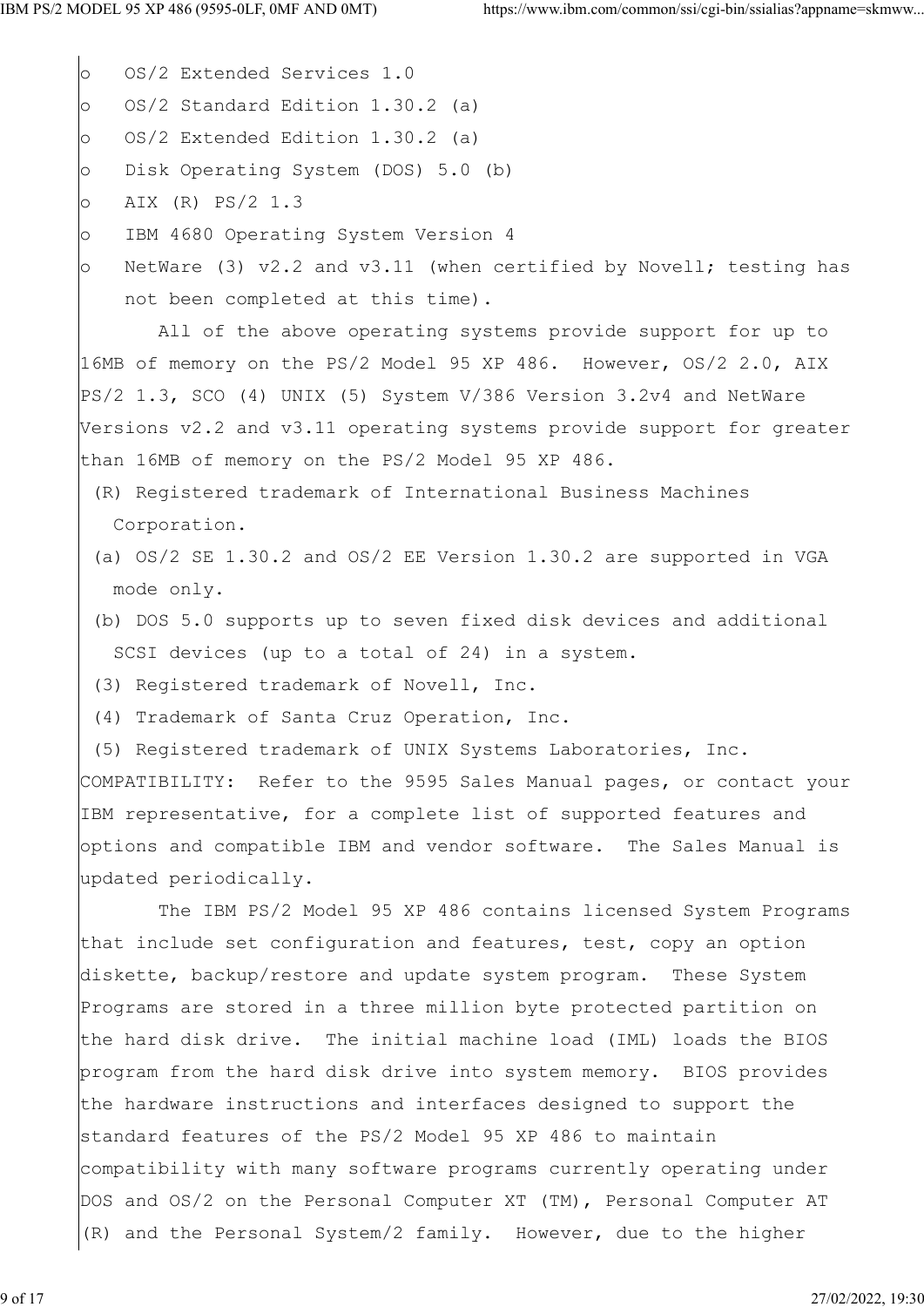- OS/2 Extended Services 1.0
- OS/2 Standard Edition 1.30.2 (a)
- OS/2 Extended Edition 1.30.2 (a)
- Disk Operating System (DOS) 5.0 (b)
- AIX (R) PS/2 1.3
- IBM 4680 Operating System Version 4
- NetWare (3) v2.2 and v3.11 (when certified by Novell; testing has not been completed at this time).

All of the above operating systems provide support for up to 16MB of memory on the PS/2 Model 95 XP 486. However, OS/2 2.0, AIX PS/2 1.3, SCO (4) UNIX (5) System V/386 Version 3.2v4 and NetWare Versions v2.2 and v3.11 operating systems provide support for greater than 16MB of memory on the PS/2 Model 95 XP 486.

(R) Registered trademark of International Business Machines Corporation.

(a) OS/2 SE 1.30.2 and OS/2 EE Version 1.30.2 are supported in VGA mode only.

(b) DOS 5.0 supports up to seven fixed disk devices and additional SCSI devices (up to a total of 24) in a system.

(3) Registered trademark of Novell, Inc.

(4) Trademark of Santa Cruz Operation, Inc.

(5) Registered trademark of UNIX Systems Laboratories, Inc.

COMPATIBILITY: Refer to the 9595 Sales Manual pages, or contact your IBM representative, for a complete list of supported features and options and compatible IBM and vendor software. The Sales Manual is updated periodically.

The IBM PS/2 Model 95 XP 486 contains licensed System Programs that include set configuration and features, test, copy an option diskette, backup/restore and update system program. These System Programs are stored in a three million byte protected partition on the hard disk drive. The initial machine load (IML) loads the BIOS program from the hard disk drive into system memory. BIOS provides the hardware instructions and interfaces designed to support the standard features of the PS/2 Model 95 XP 486 to maintain compatibility with many software programs currently operating under DOS and OS/2 on the Personal Computer XT (TM), Personal Computer AT (R) and the Personal System/2 family. However, due to the higher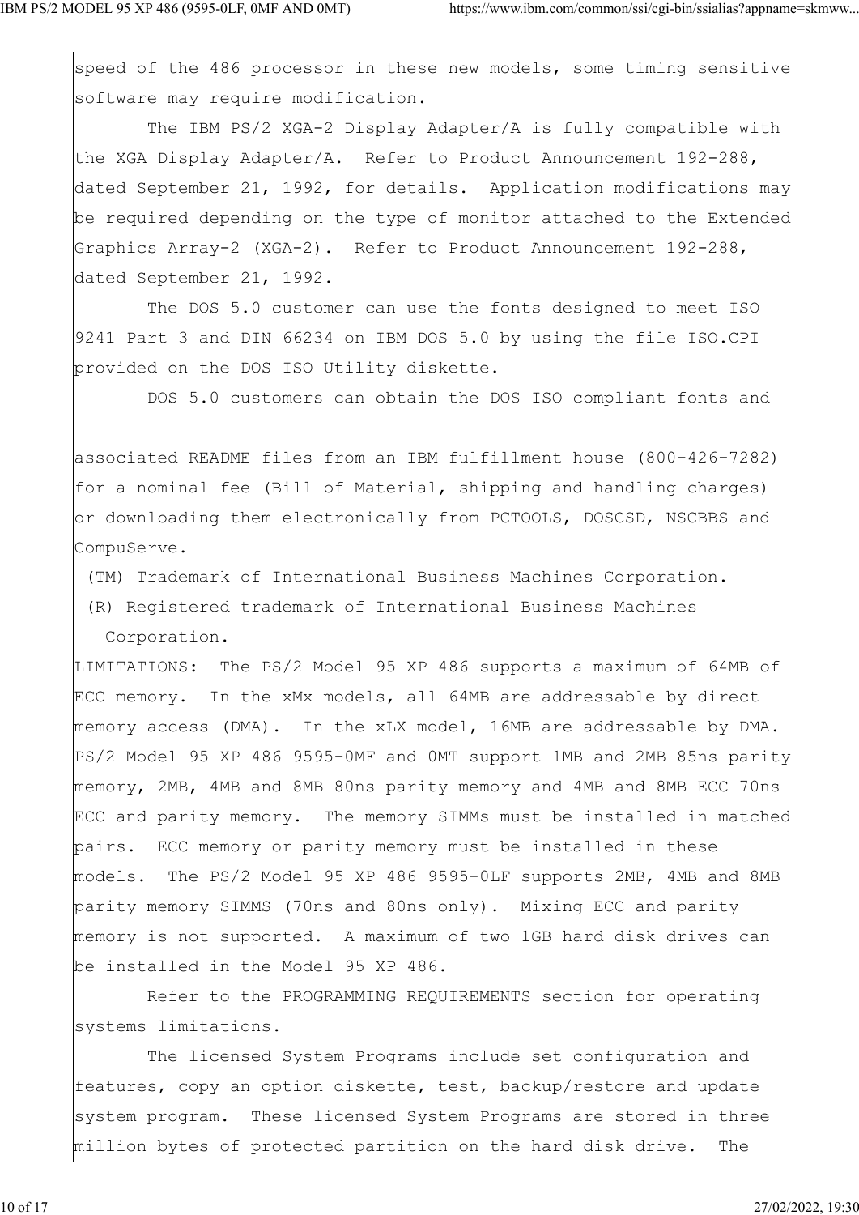speed of the 486 processor in these new models, some timing sensitive software may require modification.

The IBM PS/2 XGA-2 Display Adapter/A is fully compatible with the XGA Display Adapter/A. Refer to Product Announcement 192-288, dated September 21, 1992, for details. Application modifications may be required depending on the type of monitor attached to the Extended Graphics Array-2 (XGA-2). Refer to Product Announcement 192-288, dated September 21, 1992.

The DOS 5.0 customer can use the fonts designed to meet ISO 9241 Part 3 and DIN 66234 on IBM DOS 5.0 by using the file ISO.CPI provided on the DOS ISO Utility diskette.

DOS 5.0 customers can obtain the DOS ISO compliant fonts and

associated README files from an IBM fulfillment house (800-426-7282) for a nominal fee (Bill of Material, shipping and handling charges) or downloading them electronically from PCTOOLS, DOSCSD, NSCBBS and CompuServe.

(TM) Trademark of International Business Machines Corporation.

(R) Registered trademark of International Business Machines Corporation.

LIMITATIONS: The PS/2 Model 95 XP 486 supports a maximum of 64MB of ECC memory. In the xMx models, all 64MB are addressable by direct memory access (DMA). In the xLX model, 16MB are addressable by DMA. PS/2 Model 95 XP 486 9595-0MF and 0MT support 1MB and 2MB 85ns parity memory, 2MB, 4MB and 8MB 80ns parity memory and 4MB and 8MB ECC 70ns ECC and parity memory. The memory SIMMs must be installed in matched pairs. ECC memory or parity memory must be installed in these models. The PS/2 Model 95 XP 486 9595-0LF supports 2MB, 4MB and 8MB parity memory SIMMS (70ns and 80ns only). Mixing ECC and parity memory is not supported. A maximum of two 1GB hard disk drives can be installed in the Model 95 XP 486.

Refer to the PROGRAMMING REQUIREMENTS section for operating systems limitations.

The licensed System Programs include set configuration and features, copy an option diskette, test, backup/restore and update system program. These licensed System Programs are stored in three million bytes of protected partition on the hard disk drive. The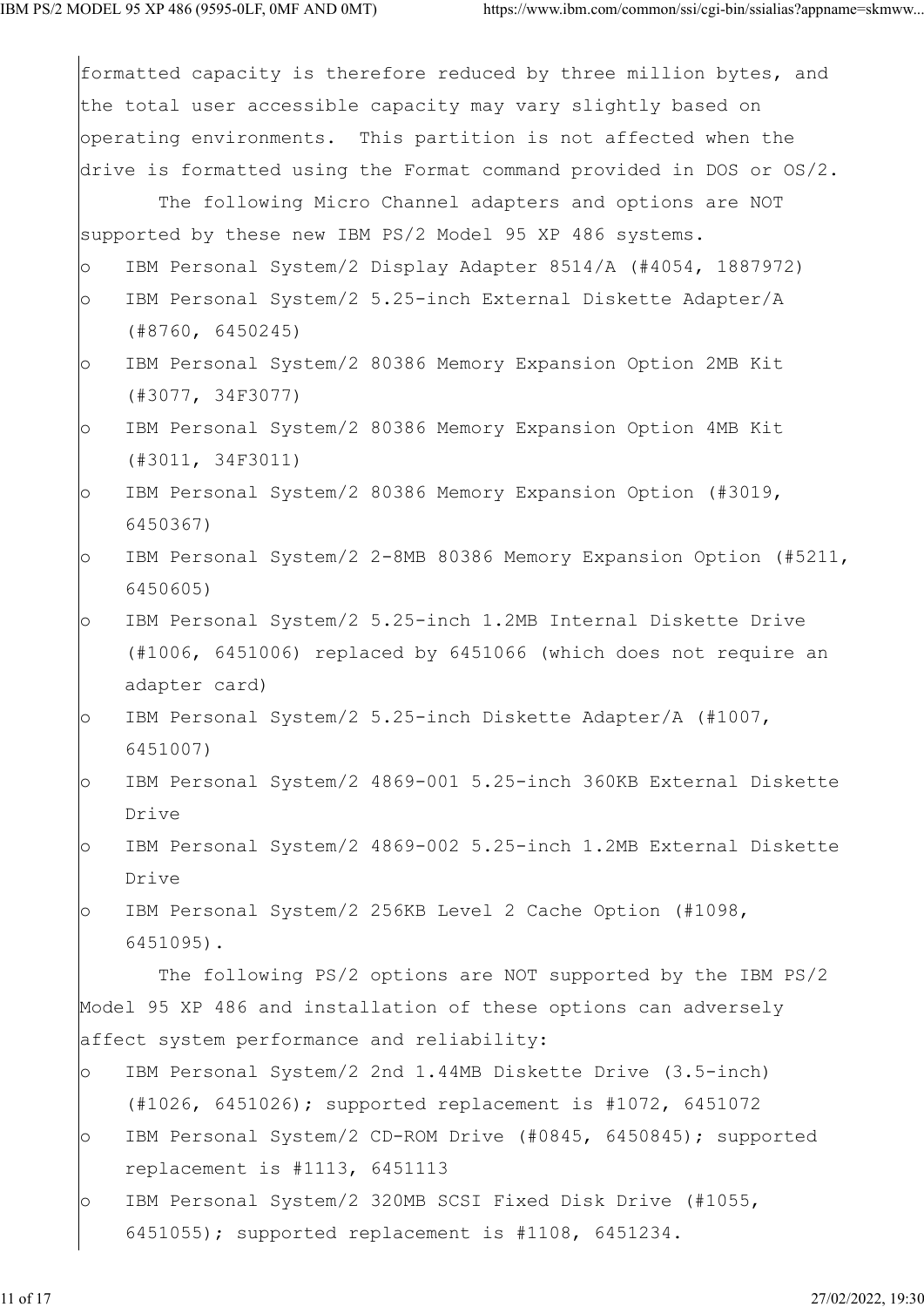formatted capacity is therefore reduced by three million bytes, and the total user accessible capacity may vary slightly based on operating environments. This partition is not affected when the drive is formatted using the Format command provided in DOS or OS/2.

The following Micro Channel adapters and options are NOT supported by these new IBM PS/2 Model 95 XP 486 systems.

- IBM Personal System/2 Display Adapter 8514/A (#4054, 1887972)
- IBM Personal System/2 5.25-inch External Diskette Adapter/A (#8760, 6450245)
- IBM Personal System/2 80386 Memory Expansion Option 2MB Kit (#3077, 34F3077)
- IBM Personal System/2 80386 Memory Expansion Option 4MB Kit (#3011, 34F3011)
- IBM Personal System/2 80386 Memory Expansion Option (#3019, 6450367)
- IBM Personal System/2 2-8MB 80386 Memory Expansion Option (#5211, 6450605)
- IBM Personal System/2 5.25-inch 1.2MB Internal Diskette Drive (#1006, 6451006) replaced by 6451066 (which does not require an adapter card)
- IBM Personal System/2 5.25-inch Diskette Adapter/A (#1007, 6451007)
- IBM Personal System/2 4869-001 5.25-inch 360KB External Diskette Drive
- IBM Personal System/2 4869-002 5.25-inch 1.2MB External Diskette Drive
- IBM Personal System/2 256KB Level 2 Cache Option (#1098, 6451095).

The following PS/2 options are NOT supported by the IBM PS/2 Model 95 XP 486 and installation of these options can adversely affect system performance and reliability:

- IBM Personal System/2 2nd 1.44MB Diskette Drive (3.5-inch) (#1026, 6451026); supported replacement is #1072, 6451072
- IBM Personal System/2 CD-ROM Drive (#0845, 6450845); supported replacement is #1113, 6451113
- IBM Personal System/2 320MB SCSI Fixed Disk Drive (#1055, 6451055); supported replacement is #1108, 6451234.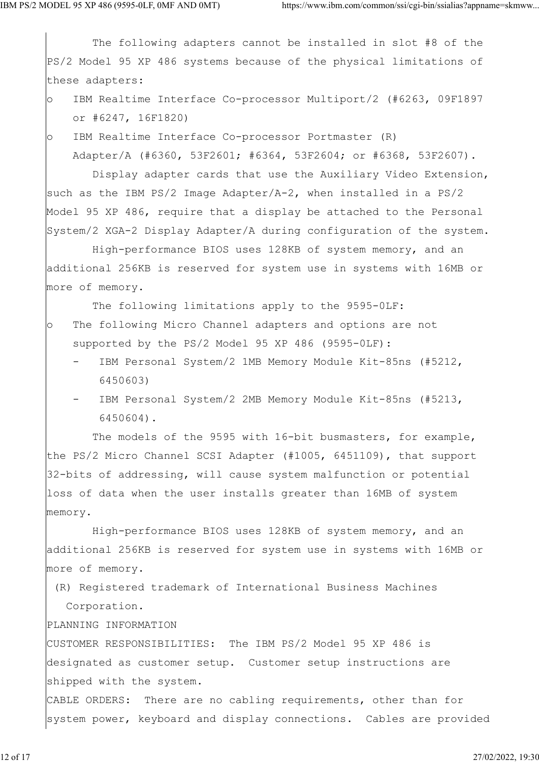The following adapters cannot be installed in slot #8 of the PS/2 Model 95 XP 486 systems because of the physical limitations of these adapters:

- IBM Realtime Interface Co-processor Multiport/2 (#6263, 09F1897 or #6247, 16F1820)
- IBM Realtime Interface Co-processor Portmaster (R) Adapter/A (#6360, 53F2601; #6364, 53F2604; or #6368, 53F2607).

Display adapter cards that use the Auxiliary Video Extension, such as the IBM PS/2 Image Adapter/A-2, when installed in a PS/2 Model 95 XP 486, require that a display be attached to the Personal System/2 XGA-2 Display Adapter/A during configuration of the system.

High-performance BIOS uses 128KB of system memory, and an additional 256KB is reserved for system use in systems with 16MB or more of memory.

The following limitations apply to the 9595-0LF:

- The following Micro Channel adapters and options are not supported by the PS/2 Model 95 XP 486 (9595-0LF):
  - IBM Personal System/2 1MB Memory Module Kit-85ns (#5212, 6450603)
  - IBM Personal System/2 2MB Memory Module Kit-85ns (#5213, 6450604).

The models of the 9595 with 16-bit busmasters, for example, the PS/2 Micro Channel SCSI Adapter (#1005, 6451109), that support 32-bits of addressing, will cause system malfunction or potential loss of data when the user installs greater than 16MB of system memory.

High-performance BIOS uses 128KB of system memory, and an additional 256KB is reserved for system use in systems with 16MB or more of memory.

(R) Registered trademark of International Business Machines Corporation.

PLANNING INFORMATION

CUSTOMER RESPONSIBILITIES: The IBM PS/2 Model 95 XP 486 is designated as customer setup. Customer setup instructions are shipped with the system.

CABLE ORDERS: There are no cabling requirements, other than for system power, keyboard and display connections. Cables are provided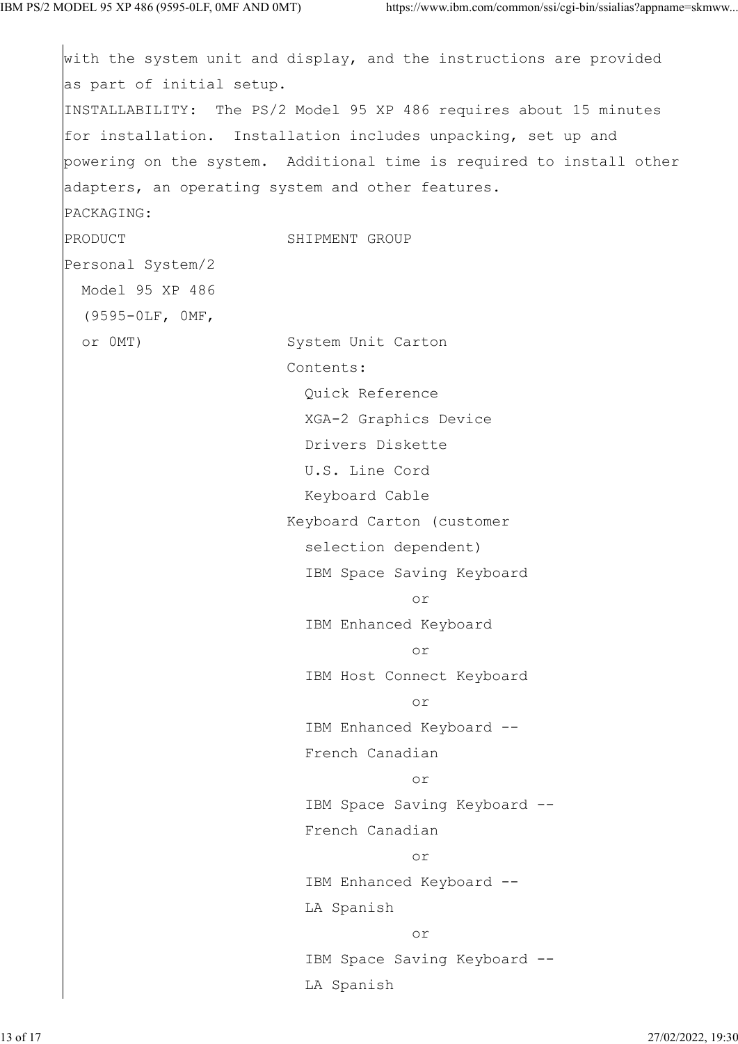with the system unit and display, and the instructions are provided as part of initial setup.

INSTALLABILITY: The PS/2 Model 95 XP 486 requires about 15 minutes for installation. Installation includes unpacking, set up and powering on the system. Additional time is required to install other adapters, an operating system and other features.

PACKAGING:

```
PRODUCT                  SHIPMENT GROUP
Personal System/2
  Model 95 XP 486
  (9595-0LF, 0MF,
  or 0MT)                System Unit Carton
                         Contents:
                           Quick Reference
                           XGA-2 Graphics Device
                           Drivers Diskette
                           U.S. Line Cord
                           Keyboard Cable
                         Keyboard Carton (customer
                           selection dependent)
                           IBM Space Saving Keyboard
                                      or
                           IBM Enhanced Keyboard
                                      or
                           IBM Host Connect Keyboard
                                      or
                           IBM Enhanced Keyboard --
                           French Canadian
                                      or
                           IBM Space Saving Keyboard --
                           French Canadian
                                      or
                           IBM Enhanced Keyboard --
                           LA Spanish
                                      or
                           IBM Space Saving Keyboard --
                           LA Spanish
```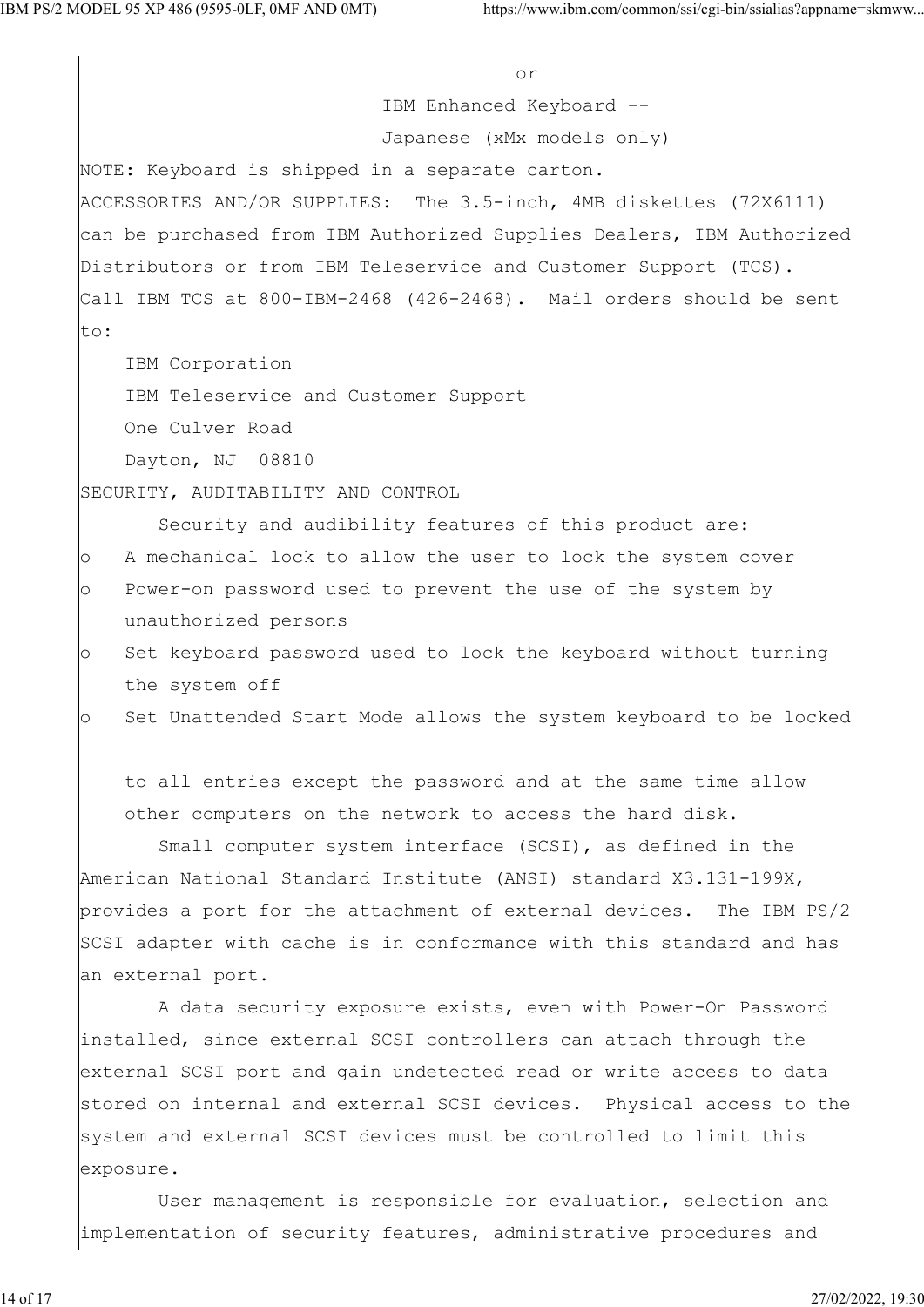or

IBM Enhanced Keyboard --

Japanese (xMx models only)

NOTE: Keyboard is shipped in a separate carton.

ACCESSORIES AND/OR SUPPLIES: The 3.5-inch, 4MB diskettes (72X6111) can be purchased from IBM Authorized Supplies Dealers, IBM Authorized Distributors or from IBM Teleservice and Customer Support (TCS). Call IBM TCS at 800-IBM-2468 (426-2468). Mail orders should be sent to:

IBM Corporation
IBM Teleservice and Customer Support
One Culver Road
Dayton, NJ 08810

SECURITY, AUDITABILITY AND CONTROL

Security and audibility features of this product are:

- A mechanical lock to allow the user to lock the system cover
- Power-on password used to prevent the use of the system by unauthorized persons
- Set keyboard password used to lock the keyboard without turning the system off
- Set Unattended Start Mode allows the system keyboard to be locked to all entries except the password and at the same time allow other computers on the network to access the hard disk.

Small computer system interface (SCSI), as defined in the American National Standard Institute (ANSI) standard X3.131-199X, provides a port for the attachment of external devices. The IBM PS/2 SCSI adapter with cache is in conformance with this standard and has an external port.

A data security exposure exists, even with Power-On Password installed, since external SCSI controllers can attach through the external SCSI port and gain undetected read or write access to data stored on internal and external SCSI devices. Physical access to the system and external SCSI devices must be controlled to limit this exposure.

User management is responsible for evaluation, selection and implementation of security features, administrative procedures and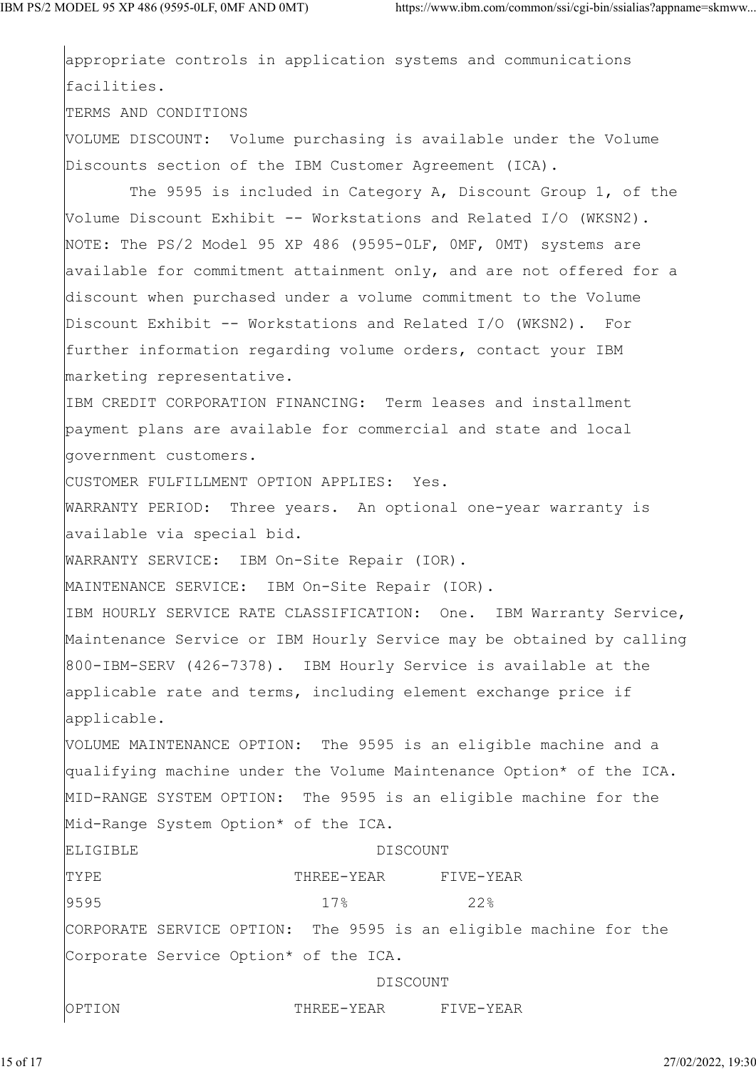appropriate controls in application systems and communications facilities.

TERMS AND CONDITIONS

VOLUME DISCOUNT: Volume purchasing is available under the Volume Discounts section of the IBM Customer Agreement (ICA).

The 9595 is included in Category A, Discount Group 1, of the Volume Discount Exhibit -- Workstations and Related I/O (WKSN2).

NOTE: The PS/2 Model 95 XP 486 (9595-0LF, 0MF, 0MT) systems are available for commitment attainment only, and are not offered for a discount when purchased under a volume commitment to the Volume Discount Exhibit -- Workstations and Related I/O (WKSN2). For further information regarding volume orders, contact your IBM marketing representative.

IBM CREDIT CORPORATION FINANCING: Term leases and installment payment plans are available for commercial and state and local government customers.

CUSTOMER FULFILLMENT OPTION APPLIES: Yes.

WARRANTY PERIOD: Three years. An optional one-year warranty is available via special bid.

WARRANTY SERVICE: IBM On-Site Repair (IOR).

MAINTENANCE SERVICE: IBM On-Site Repair (IOR).

IBM HOURLY SERVICE RATE CLASSIFICATION: One. IBM Warranty Service, Maintenance Service or IBM Hourly Service may be obtained by calling 800-IBM-SERV (426-7378). IBM Hourly Service is available at the applicable rate and terms, including element exchange price if applicable.

VOLUME MAINTENANCE OPTION: The 9595 is an eligible machine and a qualifying machine under the Volume Maintenance Option* of the ICA.

MID-RANGE SYSTEM OPTION: The 9595 is an eligible machine for the Mid-Range System Option* of the ICA.

| ELIGIBLE | DISCOUNT | |
|---|---|---|
| TYPE | THREE-YEAR | FIVE-YEAR |
| 9595 | 17% | 22% |

CORPORATE SERVICE OPTION: The 9595 is an eligible machine for the Corporate Service Option* of the ICA.

| | DISCOUNT | |
|---|---|---|
| OPTION | THREE-YEAR | FIVE-YEAR |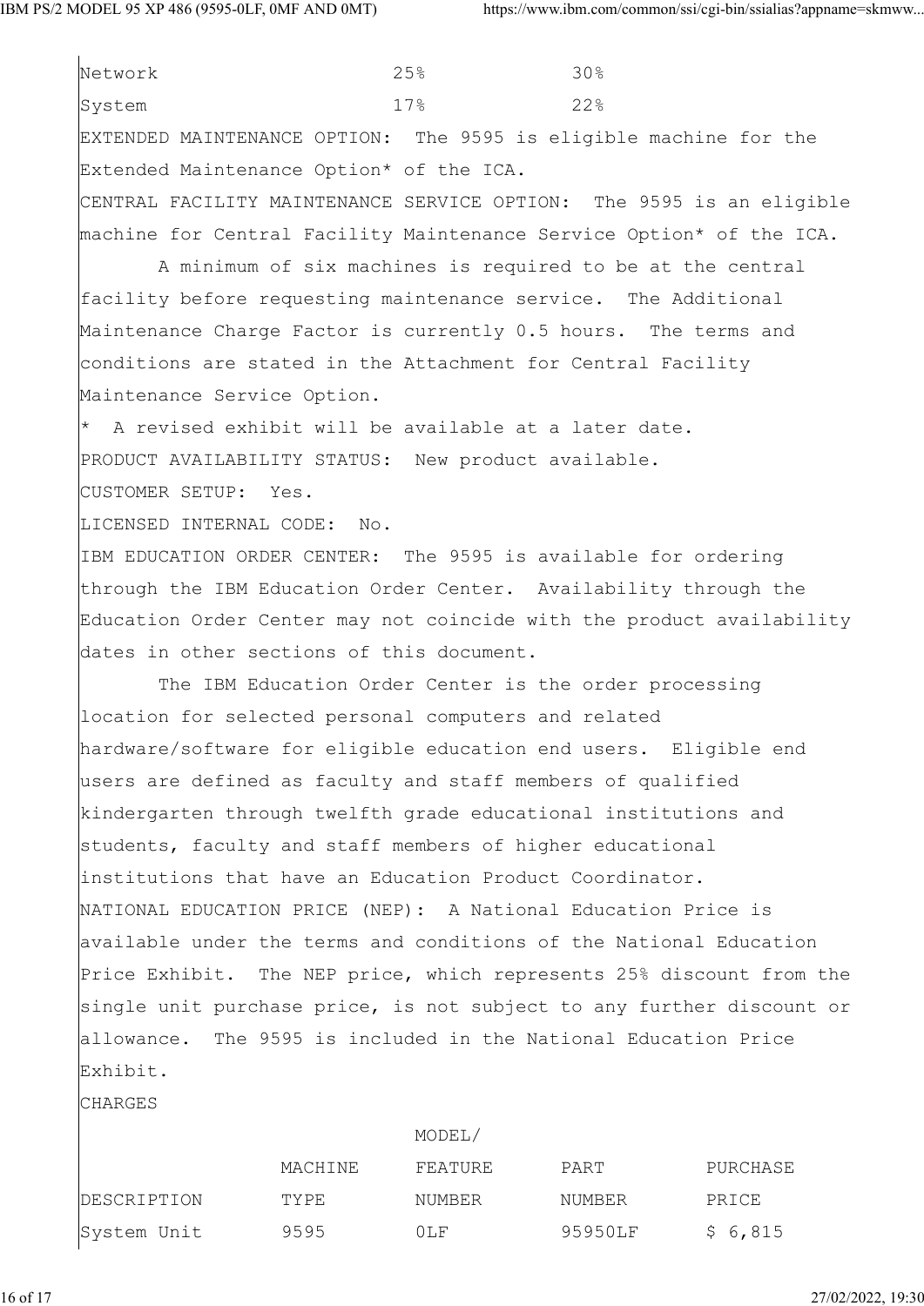| | | |
|---|---|---|
| Network | 25% | 30% |
| System | 17% | 22% |

EXTENDED MAINTENANCE OPTION: The 9595 is eligible machine for the Extended Maintenance Option* of the ICA.

CENTRAL FACILITY MAINTENANCE SERVICE OPTION: The 9595 is an eligible machine for Central Facility Maintenance Service Option* of the ICA.

A minimum of six machines is required to be at the central facility before requesting maintenance service. The Additional Maintenance Charge Factor is currently 0.5 hours. The terms and conditions are stated in the Attachment for Central Facility Maintenance Service Option.

* A revised exhibit will be available at a later date.

PRODUCT AVAILABILITY STATUS: New product available.

CUSTOMER SETUP: Yes.

LICENSED INTERNAL CODE: No.

IBM EDUCATION ORDER CENTER: The 9595 is available for ordering through the IBM Education Order Center. Availability through the Education Order Center may not coincide with the product availability dates in other sections of this document.

The IBM Education Order Center is the order processing location for selected personal computers and related hardware/software for eligible education end users. Eligible end users are defined as faculty and staff members of qualified kindergarten through twelfth grade educational institutions and students, faculty and staff members of higher educational institutions that have an Education Product Coordinator.

NATIONAL EDUCATION PRICE (NEP): A National Education Price is available under the terms and conditions of the National Education Price Exhibit. The NEP price, which represents 25% discount from the single unit purchase price, is not subject to any further discount or allowance. The 9595 is included in the National Education Price Exhibit.

CHARGES

| DESCRIPTION | MACHINE TYPE | MODEL/ FEATURE NUMBER | PART NUMBER | PURCHASE PRICE |
|---|---|---|---|---|
| System Unit | 9595 | 0LF | 95950LF | $ 6,815 |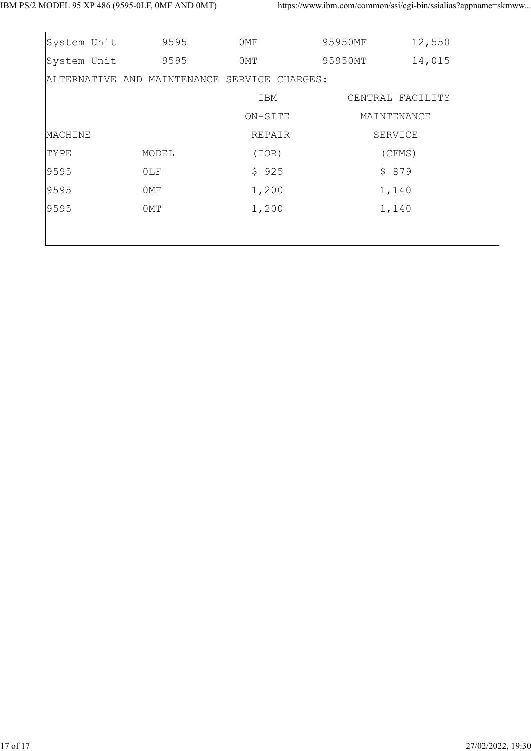| | | | | |
|---|---|---|---|---|
| System Unit | 9595 | 0MF | 95950MF | 12,550 |
| System Unit | 9595 | 0MT | 95950MT | 14,015 |

ALTERNATIVE AND MAINTENANCE SERVICE CHARGES:

| MACHINE TYPE | MODEL | IBM ON-SITE REPAIR (IOR) | CENTRAL FACILITY MAINTENANCE SERVICE (CFMS) |
|---|---|---|---|
| 9595 | 0LF | $ 925 | $ 879 |
| 9595 | 0MF | 1,200 | 1,140 |
| 9595 | 0MT | 1,200 | 1,140 |